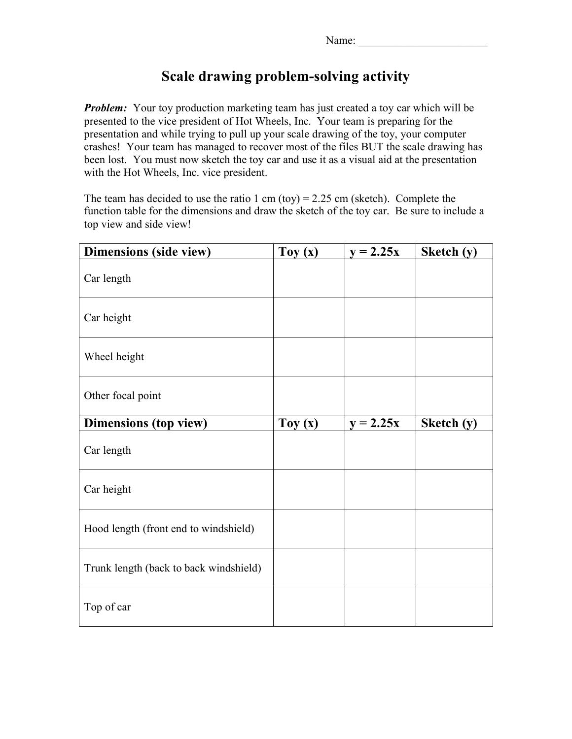Name: _______________________

# Scale drawing problem-solving activity

***Problem:*** Your toy production marketing team has just created a toy car which will be presented to the vice president of Hot Wheels, Inc. Your team is preparing for the presentation and while trying to pull up your scale drawing of the toy, your computer crashes! Your team has managed to recover most of the files BUT the scale drawing has been lost. You must now sketch the toy car and use it as a visual aid at the presentation with the Hot Wheels, Inc. vice president.

The team has decided to use the ratio 1 cm (toy) = 2.25 cm (sketch). Complete the function table for the dimensions and draw the sketch of the toy car. Be sure to include a top view and side view!

| **Dimensions (side view)** | **Toy (x)** | **y = 2.25x** | **Sketch (y)** |
|---|---|---|---|
| Car length | | | |
| Car height | | | |
| Wheel height | | | |
| Other focal point | | | |
| **Dimensions (top view)** | **Toy (x)** | **y = 2.25x** | **Sketch (y)** |
| Car length | | | |
| Car height | | | |
| Hood length (front end to windshield) | | | |
| Trunk length (back to back windshield) | | | |
| Top of car | | | |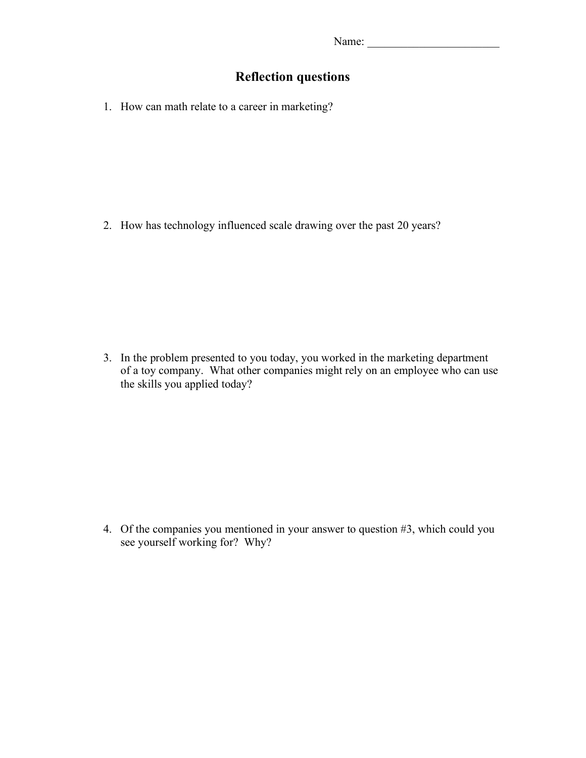Name: ______________________

# Reflection questions

1. How can math relate to a career in marketing?

2. How has technology influenced scale drawing over the past 20 years?

3. In the problem presented to you today, you worked in the marketing department of a toy company. What other companies might rely on an employee who can use the skills you applied today?

4. Of the companies you mentioned in your answer to question #3, which could you see yourself working for? Why?